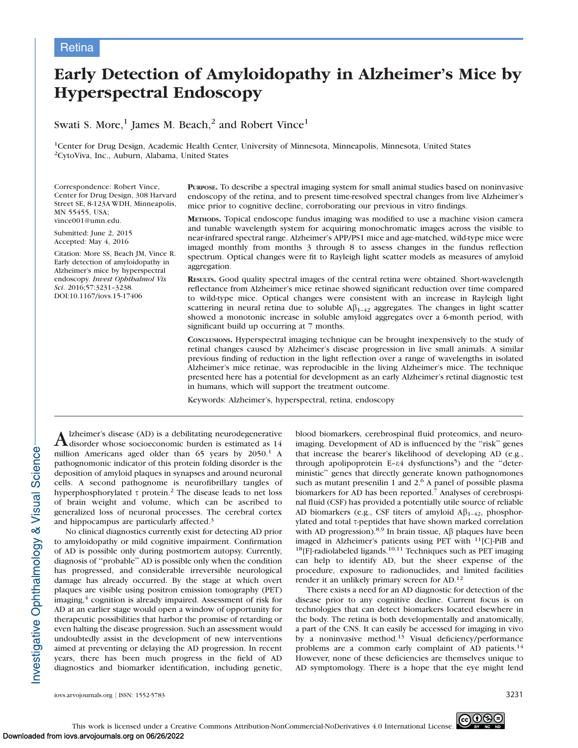Retina

# Early Detection of Amyloidopathy in Alzheimer's Mice by Hyperspectral Endoscopy

Swati S. More,[1] James M. Beach,[2] and Robert Vince[1]

[1]Center for Drug Design, Academic Health Center, University of Minnesota, Minneapolis, Minnesota, United States
[2]CytoViva, Inc., Auburn, Alabama, United States

Correspondence: Robert Vince, Center for Drug Design, 308 Harvard Street SE, 8-123A WDH, Minneapolis, MN 55455, USA; vince001@umn.edu.

Submitted: June 2, 2015
Accepted: May 4, 2016

Citation: More SS, Beach JM, Vince R. Early detection of amyloidopathy in Alzheimer's mice by hyperspectral endoscopy. *Invest Ophthalmol Vis Sci*. 2016;57:3231–3238. DOI:10.1167/iovs.15-17406

**PURPOSE.** To describe a spectral imaging system for small animal studies based on noninvasive endoscopy of the retina, and to present time-resolved spectral changes from live Alzheimer's mice prior to cognitive decline, corroborating our previous in vitro findings.

**METHODS.** Topical endoscope fundus imaging was modified to use a machine vision camera and tunable wavelength system for acquiring monochromatic images across the visible to near-infrared spectral range. Alzheimer's APP/PS1 mice and age-matched, wild-type mice were imaged monthly from months 3 through 8 to assess changes in the fundus reflection spectrum. Optical changes were fit to Rayleigh light scatter models as measures of amyloid aggregation.

**RESULTS.** Good quality spectral images of the central retina were obtained. Short-wavelength reflectance from Alzheimer's mice retinae showed significant reduction over time compared to wild-type mice. Optical changes were consistent with an increase in Rayleigh light scattering in neural retina due to soluble $A\beta_{1-42}$ aggregates. The changes in light scatter showed a monotonic increase in soluble amyloid aggregates over a 6-month period, with significant build up occurring at 7 months.

**CONCLUSIONS.** Hyperspectral imaging technique can be brought inexpensively to the study of retinal changes caused by Alzheimer's disease progression in live small animals. A similar previous finding of reduction in the light reflection over a range of wavelengths in isolated Alzheimer's mice retinae, was reproducible in the living Alzheimer's mice. The technique presented here has a potential for development as an early Alzheimer's retinal diagnostic test in humans, which will support the treatment outcome.

Keywords: Alzheimer's, hyperspectral, retina, endoscopy

Alzheimer's disease (AD) is a debilitating neurodegenerative disorder whose socioeconomic burden is estimated as 14 million Americans aged older than 65 years by 2050.[1] A pathognomonic indicator of this protein folding disorder is the deposition of amyloid plaques in synapses and around neuronal cells. A second pathognome is neurofibrillary tangles of hyperphosphorylated τ protein.[2] The disease leads to net loss of brain weight and volume, which can be ascribed to generalized loss of neuronal processes. The cerebral cortex and hippocampus are particularly affected.[3]

No clinical diagnostics currently exist for detecting AD prior to amyloidopathy or mild cognitive impairment. Confirmation of AD is possible only during postmortem autopsy. Currently, diagnosis of "probable" AD is possible only when the condition has progressed, and considerable irreversible neurological damage has already occurred. By the stage at which overt plaques are visible using positron emission tomography (PET) imaging,[4] cognition is already impaired. Assessment of risk for AD at an earlier stage would open a window of opportunity for therapeutic possibilities that harbor the promise of retarding or even halting the disease progression. Such an assessment would undoubtedly assist in the development of new interventions aimed at preventing or delaying the AD progression. In recent years, there has been much progress in the field of AD diagnostics and biomarker identification, including genetic, blood biomarkers, cerebrospinal fluid proteomics, and neuroimaging. Development of AD is influenced by the "risk" genes that increase the bearer's likelihood of developing AD (e.g., through apolipoprotein E-ε4 dysfunctions[5]) and the "deterministic" genes that directly generate known pathognomones such as mutant presenilin 1 and 2.[6] A panel of possible plasma biomarkers for AD has been reported.[7] Analyses of cerebrospinal fluid (CSF) has provided a potentially utile source of reliable AD biomarkers (e.g., CSF titers of amyloid $A\beta_{1-42}$, phosphorylated and total τ-peptides that have shown marked correlation with AD progression).[8,9] In brain tissue, Aβ plaques have been imaged in Alzheimer's patients using PET with $^{11}$[C]-PiB and $^{18}$[F]-radiolabeled ligands.[10,11] Techniques such as PET imaging can help to identify AD, but the sheer expense of the procedure, exposure to radionuclides, and limited facilities render it an unlikely primary screen for AD.[12]

There exists a need for an AD diagnostic for detection of the disease prior to any cognitive decline. Current focus is on technologies that can detect biomarkers located elsewhere in the body. The retina is both developmentally and anatomically, a part of the CNS. It can easily be accessed for imaging in vivo by a noninvasive method.[13] Visual deficiency/performance problems are a common early complaint of AD patients.[14] However, none of these deficiencies are themselves unique to AD symptomatology. There is a hope that the eye might lend

This work is licensed under a Creative Commons Attribution-NonCommercial-NoDerivatives 4.0 International License.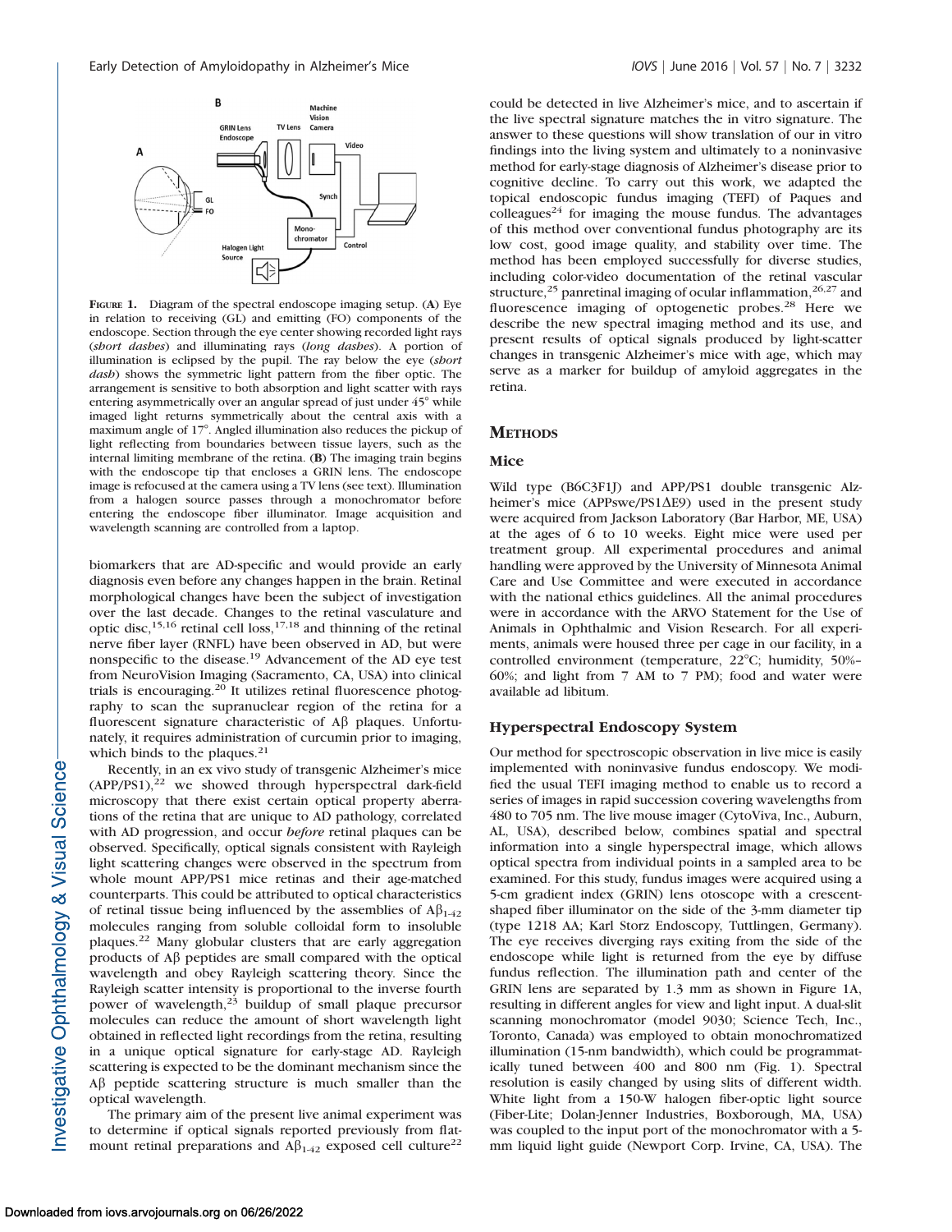**Figure 1.** Diagram of the spectral endoscope imaging setup. (**A**) Eye in relation to receiving (GL) and emitting (FO) components of the endoscope. Section through the eye center showing recorded light rays (*short dashes*) and illuminating rays (*long dashes*). A portion of illumination is eclipsed by the pupil. The ray below the eye (*short dash*) shows the symmetric light pattern from the fiber optic. The arrangement is sensitive to both absorption and light scatter with rays entering asymmetrically over an angular spread of just under 45° while imaged light returns symmetrically about the central axis with a maximum angle of 17°. Angled illumination also reduces the pickup of light reflecting from boundaries between tissue layers, such as the internal limiting membrane of the retina. (**B**) The imaging train begins with the endoscope tip that encloses a GRIN lens. The endoscope image is refocused at the camera using a TV lens (see text). Illumination from a halogen source passes through a monochromator before entering the endoscope fiber illuminator. Image acquisition and wavelength scanning are controlled from a laptop.

biomarkers that are AD-specific and would provide an early diagnosis even before any changes happen in the brain. Retinal morphological changes have been the subject of investigation over the last decade. Changes to the retinal vasculature and optic disc,[15,16] retinal cell loss,[17,18] and thinning of the retinal nerve fiber layer (RNFL) have been observed in AD, but were nonspecific to the disease.[19] Advancement of the AD eye test from NeuroVision Imaging (Sacramento, CA, USA) into clinical trials is encouraging.[20] It utilizes retinal fluorescence photography to scan the supranuclear region of the retina for a fluorescent signature characteristic of Aβ plaques. Unfortunately, it requires administration of curcumin prior to imaging, which binds to the plaques.[21]

Recently, in an ex vivo study of transgenic Alzheimer's mice (APP/PS1),[22] we showed through hyperspectral dark-field microscopy that there exist certain optical property aberrations of the retina that are unique to AD pathology, correlated with AD progression, and occur *before* retinal plaques can be observed. Specifically, optical signals consistent with Rayleigh light scattering changes were observed in the spectrum from whole mount APP/PS1 mice retinas and their age-matched counterparts. This could be attributed to optical characteristics of retinal tissue being influenced by the assemblies of $A\beta_{1\text{-}42}$ molecules ranging from soluble colloidal form to insoluble plaques.[22] Many globular clusters that are early aggregation products of Aβ peptides are small compared with the optical wavelength and obey Rayleigh scattering theory. Since the Rayleigh scatter intensity is proportional to the inverse fourth power of wavelength,[23] buildup of small plaque precursor molecules can reduce the amount of short wavelength light obtained in reflected light recordings from the retina, resulting in a unique optical signature for early-stage AD. Rayleigh scattering is expected to be the dominant mechanism since the Aβ peptide scattering structure is much smaller than the optical wavelength.

The primary aim of the present live animal experiment was to determine if optical signals reported previously from flat-mount retinal preparations and $A\beta_{1\text{-}42}$ exposed cell culture[22] could be detected in live Alzheimer's mice, and to ascertain if the live spectral signature matches the in vitro signature. The answer to these questions will show translation of our in vitro findings into the living system and ultimately to a noninvasive method for early-stage diagnosis of Alzheimer's disease prior to cognitive decline. To carry out this work, we adapted the topical endoscopic fundus imaging (TEFI) of Paques and colleagues[24] for imaging the mouse fundus. The advantages of this method over conventional fundus photography are its low cost, good image quality, and stability over time. The method has been employed successfully for diverse studies, including color-video documentation of the retinal vascular structure,[25] panretinal imaging of ocular inflammation,[26,27] and fluorescence imaging of optogenetic probes.[28] Here we describe the new spectral imaging method and its use, and present results of optical signals produced by light-scatter changes in transgenic Alzheimer's mice with age, which may serve as a marker for buildup of amyloid aggregates in the retina.

## Methods

### Mice

Wild type (B6C3F1J) and APP/PS1 double transgenic Alzheimer's mice (APPswe/PS1ΔE9) used in the present study were acquired from Jackson Laboratory (Bar Harbor, ME, USA) at the ages of 6 to 10 weeks. Eight mice were used per treatment group. All experimental procedures and animal handling were approved by the University of Minnesota Animal Care and Use Committee and were executed in accordance with the national ethics guidelines. All the animal procedures were in accordance with the ARVO Statement for the Use of Animals in Ophthalmic and Vision Research. For all experiments, animals were housed three per cage in our facility, in a controlled environment (temperature, 22°C; humidity, 50%–60%; and light from 7 AM to 7 PM); food and water were available ad libitum.

### Hyperspectral Endoscopy System

Our method for spectroscopic observation in live mice is easily implemented with noninvasive fundus endoscopy. We modified the usual TEFI imaging method to enable us to record a series of images in rapid succession covering wavelengths from 480 to 705 nm. The live mouse imager (CytoViva, Inc., Auburn, AL, USA), described below, combines spatial and spectral information into a single hyperspectral image, which allows optical spectra from individual points in a sampled area to be examined. For this study, fundus images were acquired using a 5-cm gradient index (GRIN) lens otoscope with a crescent-shaped fiber illuminator on the side of the 3-mm diameter tip (type 1218 AA; Karl Storz Endoscopy, Tuttlingen, Germany). The eye receives diverging rays exiting from the side of the endoscope while light is returned from the eye by diffuse fundus reflection. The illumination path and center of the GRIN lens are separated by 1.3 mm as shown in Figure 1A, resulting in different angles for view and light input. A dual-slit scanning monochromator (model 9030; Science Tech, Inc., Toronto, Canada) was employed to obtain monochromatized illumination (15-nm bandwidth), which could be programmatically tuned between 400 and 800 nm (Fig. 1). Spectral resolution is easily changed by using slits of different width. White light from a 150-W halogen fiber-optic light source (Fiber-Lite; Dolan-Jenner Industries, Boxborough, MA, USA) was coupled to the input port of the monochromator with a 5-mm liquid light guide (Newport Corp. Irvine, CA, USA). The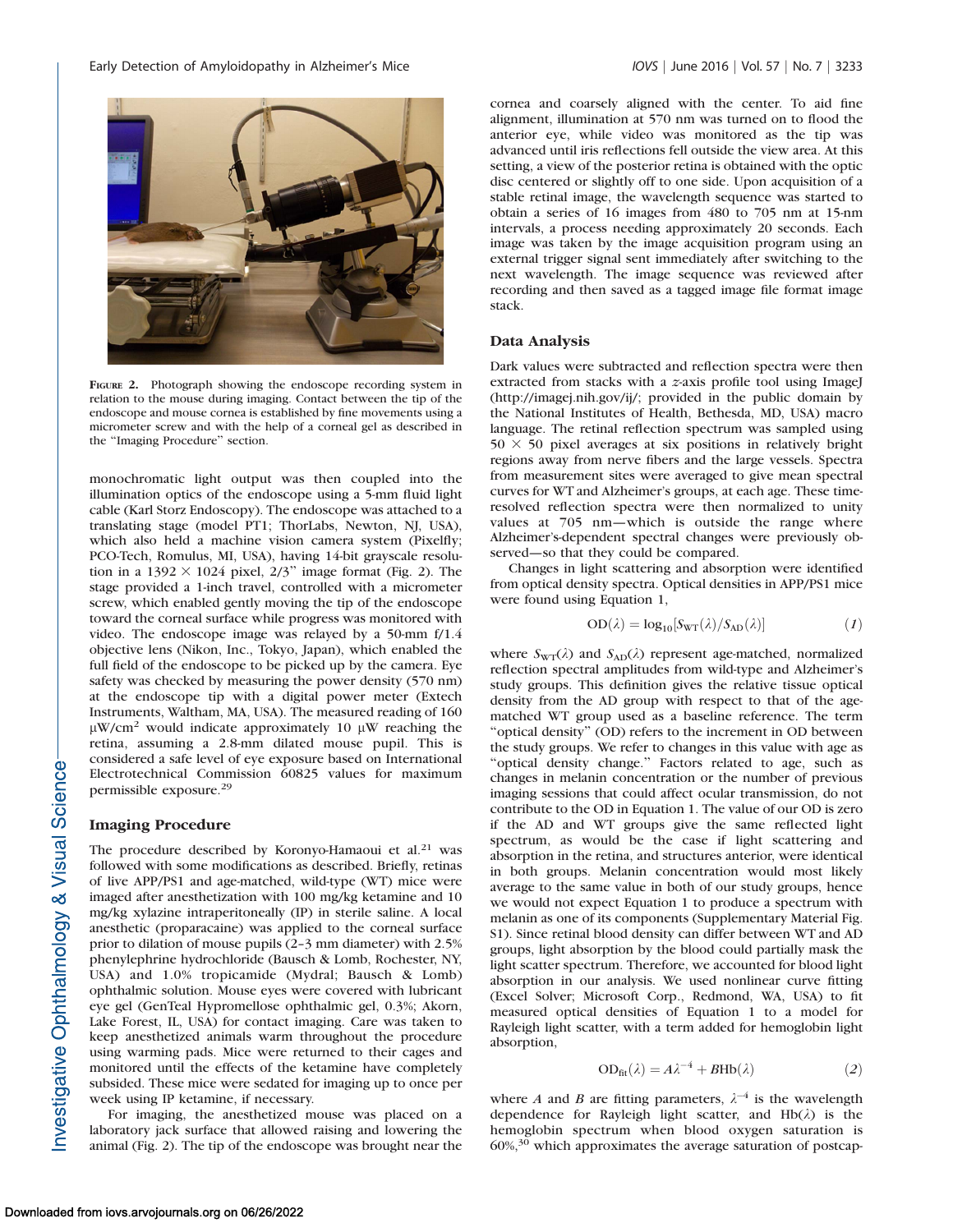FIGURE 2. Photograph showing the endoscope recording system in relation to the mouse during imaging. Contact between the tip of the endoscope and mouse cornea is established by fine movements using a micrometer screw and with the help of a corneal gel as described in the "Imaging Procedure" section.

monochromatic light output was then coupled into the illumination optics of the endoscope using a 5-mm fluid light cable (Karl Storz Endoscopy). The endoscope was attached to a translating stage (model PT1; ThorLabs, Newton, NJ, USA), which also held a machine vision camera system (Pixelfly; PCO-Tech, Romulus, MI, USA), having 14-bit grayscale resolution in a 1392 × 1024 pixel, 2/3" image format (Fig. 2). The stage provided a 1-inch travel, controlled with a micrometer screw, which enabled gently moving the tip of the endoscope toward the corneal surface while progress was monitored with video. The endoscope image was relayed by a 50-mm f/1.4 objective lens (Nikon, Inc., Tokyo, Japan), which enabled the full field of the endoscope to be picked up by the camera. Eye safety was checked by measuring the power density (570 nm) at the endoscope tip with a digital power meter (Extech Instruments, Waltham, MA, USA). The measured reading of 160 $\mu W/cm^2$ would indicate approximately 10 $\mu W$ reaching the retina, assuming a 2.8-mm dilated mouse pupil. This is considered a safe level of eye exposure based on International Electrotechnical Commission 60825 values for maximum permissible exposure.[29]

### Imaging Procedure

The procedure described by Koronyo-Hamaoui et al.[21] was followed with some modifications as described. Briefly, retinas of live APP/PS1 and age-matched, wild-type (WT) mice were imaged after anesthetization with 100 mg/kg ketamine and 10 mg/kg xylazine intraperitoneally (IP) in sterile saline. A local anesthetic (proparacaine) was applied to the corneal surface prior to dilation of mouse pupils (2–3 mm diameter) with 2.5% phenylephrine hydrochloride (Bausch & Lomb, Rochester, NY, USA) and 1.0% tropicamide (Mydral; Bausch & Lomb) ophthalmic solution. Mouse eyes were covered with lubricant eye gel (GenTeal Hypromellose ophthalmic gel, 0.3%; Akorn, Lake Forest, IL, USA) for contact imaging. Care was taken to keep anesthetized animals warm throughout the procedure using warming pads. Mice were returned to their cages and monitored until the effects of the ketamine have completely subsided. These mice were sedated for imaging up to once per week using IP ketamine, if necessary.

For imaging, the anesthetized mouse was placed on a laboratory jack surface that allowed raising and lowering the animal (Fig. 2). The tip of the endoscope was brought near the cornea and coarsely aligned with the center. To aid fine alignment, illumination at 570 nm was turned on to flood the anterior eye, while video was monitored as the tip was advanced until iris reflections fell outside the view area. At this setting, a view of the posterior retina is obtained with the optic disc centered or slightly off to one side. Upon acquisition of a stable retinal image, the wavelength sequence was started to obtain a series of 16 images from 480 to 705 nm at 15-nm intervals, a process needing approximately 20 seconds. Each image was taken by the image acquisition program using an external trigger signal sent immediately after switching to the next wavelength. The image sequence was reviewed after recording and then saved as a tagged image file format image stack.

### Data Analysis

Dark values were subtracted and reflection spectra were then extracted from stacks with a *z*-axis profile tool using ImageJ (http://imagej.nih.gov/ij/; provided in the public domain by the National Institutes of Health, Bethesda, MD, USA) macro language. The retinal reflection spectrum was sampled using 50 × 50 pixel averages at six positions in relatively bright regions away from nerve fibers and the large vessels. Spectra from measurement sites were averaged to give mean spectral curves for WT and Alzheimer's groups, at each age. These time-resolved reflection spectra were then normalized to unity values at 705 nm—which is outside the range where Alzheimer's-dependent spectral changes were previously observed—so that they could be compared.

Changes in light scattering and absorption were identified from optical density spectra. Optical densities in APP/PS1 mice were found using Equation 1,

$$\mathrm{OD}(\lambda) = \log_{10}[S_{\mathrm{WT}}(\lambda)/S_{\mathrm{AD}}(\lambda)] \qquad (1)$$

where $S_{\mathrm{WT}}(\lambda)$ and $S_{\mathrm{AD}}(\lambda)$ represent age-matched, normalized reflection spectral amplitudes from wild-type and Alzheimer's study groups. This definition gives the relative tissue optical density from the AD group with respect to that of the age-matched WT group used as a baseline reference. The term "optical density" (OD) refers to the increment in OD between the study groups. We refer to changes in this value with age as "optical density change." Factors related to age, such as changes in melanin concentration or the number of previous imaging sessions that could affect ocular transmission, do not contribute to the OD in Equation 1. The value of our OD is zero if the AD and WT groups give the same reflected light spectrum, as would be the case if light scattering and absorption in the retina, and structures anterior, were identical in both groups. Melanin concentration would most likely average to the same value in both of our study groups, hence we would not expect Equation 1 to produce a spectrum with melanin as one of its components (Supplementary Material Fig. S1). Since retinal blood density can differ between WT and AD groups, light absorption by the blood could partially mask the light scatter spectrum. Therefore, we accounted for blood light absorption in our analysis. We used nonlinear curve fitting (Excel Solver; Microsoft Corp., Redmond, WA, USA) to fit measured optical densities of Equation 1 to a model for Rayleigh light scatter, with a term added for hemoglobin light absorption,

$$\mathrm{OD}_{\mathrm{fit}}(\lambda) = A\lambda^{-4} + B\mathrm{Hb}(\lambda) \qquad (2)$$

where $A$ and $B$ are fitting parameters, $\lambda^{-4}$ is the wavelength dependence for Rayleigh light scatter, and $\mathrm{Hb}(\lambda)$ is the hemoglobin spectrum when blood oxygen saturation is 60%,[30] which approximates the average saturation of postcap-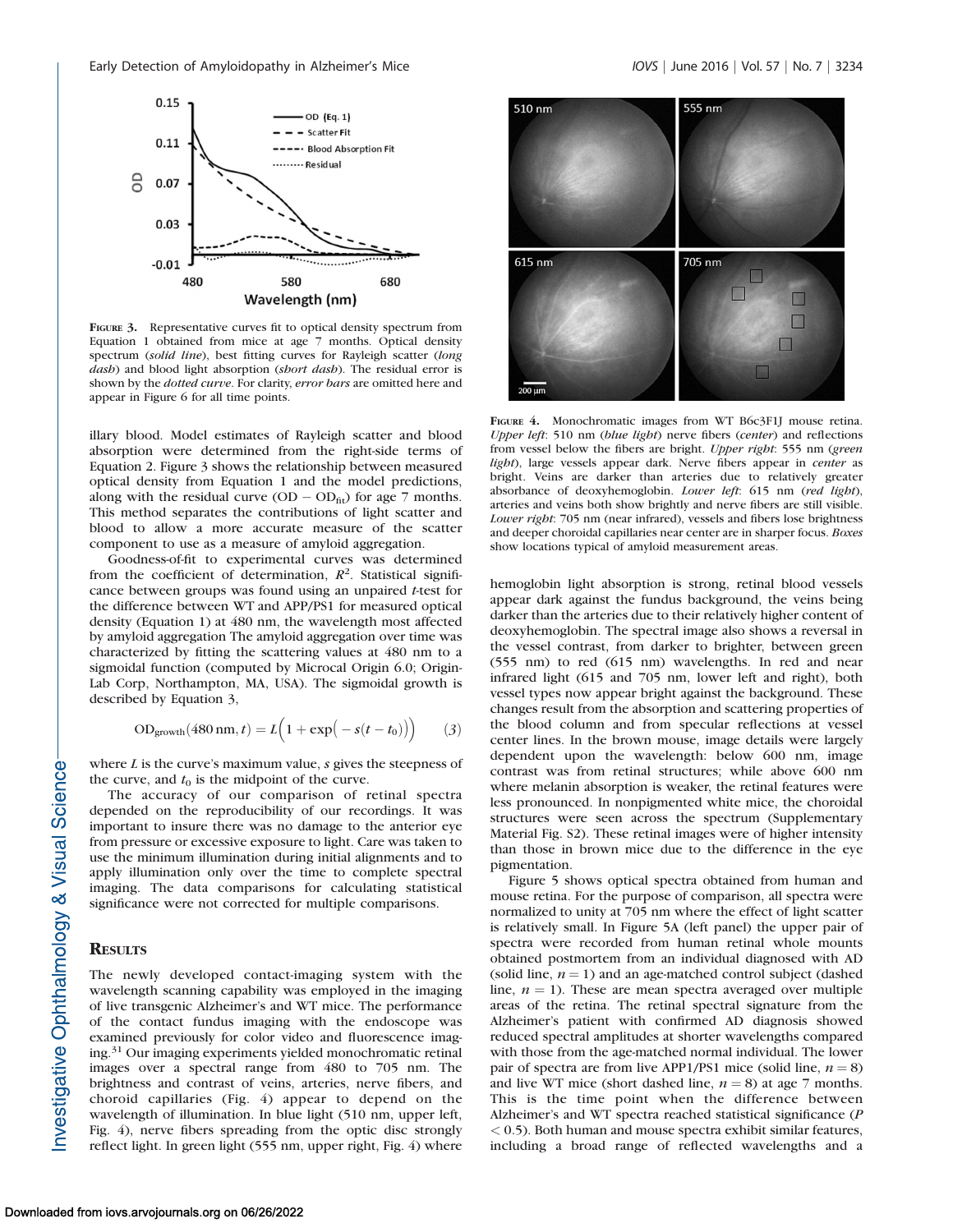FIGURE 3. Representative curves fit to optical density spectrum from Equation 1 obtained from mice at age 7 months. Optical density spectrum (*solid line*), best fitting curves for Rayleigh scatter (*long dash*) and blood light absorption (*short dash*). The residual error is shown by the *dotted curve*. For clarity, *error bars* are omitted here and appear in Figure 6 for all time points.

illary blood. Model estimates of Rayleigh scatter and blood absorption were determined from the right-side terms of Equation 2. Figure 3 shows the relationship between measured optical density from Equation 1 and the model predictions, along with the residual curve ($\mathrm{OD} - \mathrm{OD}_{\mathrm{fit}}$) for age 7 months. This method separates the contributions of light scatter and blood to allow a more accurate measure of the scatter component to use as a measure of amyloid aggregation.

Goodness-of-fit to experimental curves was determined from the coefficient of determination, $R^2$. Statistical significance between groups was found using an unpaired *t*-test for the difference between WT and APP/PS1 for measured optical density (Equation 1) at 480 nm, the wavelength most affected by amyloid aggregation The amyloid aggregation over time was characterized by fitting the scattering values at 480 nm to a sigmoidal function (computed by Microcal Origin 6.0; OriginLab Corp, Northampton, MA, USA). The sigmoidal growth is described by Equation 3,

$$\mathrm{OD}_{\mathrm{growth}}(480\,\mathrm{nm}, t) = L\Big(1 + \exp\big(-s(t - t_0)\big)\Big) \qquad (3)$$

where $L$ is the curve's maximum value, $s$ gives the steepness of the curve, and $t_0$ is the midpoint of the curve.

The accuracy of our comparison of retinal spectra depended on the reproducibility of our recordings. It was important to insure there was no damage to the anterior eye from pressure or excessive exposure to light. Care was taken to use the minimum illumination during initial alignments and to apply illumination only over the time to complete spectral imaging. The data comparisons for calculating statistical significance were not corrected for multiple comparisons.

## RESULTS

The newly developed contact-imaging system with the wavelength scanning capability was employed in the imaging of live transgenic Alzheimer's and WT mice. The performance of the contact fundus imaging with the endoscope was examined previously for color video and fluorescence imaging.[31] Our imaging experiments yielded monochromatic retinal images over a spectral range from 480 to 705 nm. The brightness and contrast of veins, arteries, nerve fibers, and choroid capillaries (Fig. 4) appear to depend on the wavelength of illumination. In blue light (510 nm, upper left, Fig. 4), nerve fibers spreading from the optic disc strongly reflect light. In green light (555 nm, upper right, Fig. 4) where hemoglobin light absorption is strong, retinal blood vessels appear dark against the fundus background, the veins being darker than the arteries due to their relatively higher content of deoxyhemoglobin. The spectral image also shows a reversal in the vessel contrast, from darker to brighter, between green (555 nm) to red (615 nm) wavelengths. In red and near infrared light (615 and 705 nm, lower left and right), both vessel types now appear bright against the background. These changes result from the absorption and scattering properties of the blood column and from specular reflections at vessel center lines. In the brown mouse, image details were largely dependent upon the wavelength: below 600 nm, image contrast was from retinal structures; while above 600 nm where melanin absorption is weaker, the retinal features were less pronounced. In nonpigmented white mice, the choroidal structures were seen across the spectrum (Supplementary Material Fig. S2). These retinal images were of higher intensity than those in brown mice due to the difference in the eye pigmentation.

FIGURE 4. Monochromatic images from WT B6c3F1J mouse retina. *Upper left*: 510 nm (*blue light*) nerve fibers (*center*) and reflections from vessel below the fibers are bright. *Upper right*: 555 nm (*green light*), large vessels appear dark. Nerve fibers appear in *center* as bright. Veins are darker than arteries due to relatively greater absorbance of deoxyhemoglobin. *Lower left*: 615 nm (*red light*), arteries and veins both show brightly and nerve fibers are still visible. *Lower right*: 705 nm (near infrared), vessels and fibers lose brightness and deeper choroidal capillaries near center are in sharper focus. *Boxes* show locations typical of amyloid measurement areas.

Figure 5 shows optical spectra obtained from human and mouse retina. For the purpose of comparison, all spectra were normalized to unity at 705 nm where the effect of light scatter is relatively small. In Figure 5A (left panel) the upper pair of spectra were recorded from human retinal whole mounts obtained postmortem from an individual diagnosed with AD (solid line, $n = 1$) and an age-matched control subject (dashed line, $n = 1$). These are mean spectra averaged over multiple areas of the retina. The retinal spectral signature from the Alzheimer's patient with confirmed AD diagnosis showed reduced spectral amplitudes at shorter wavelengths compared with those from the age-matched normal individual. The lower pair of spectra are from live APP1/PS1 mice (solid line, $n = 8$) and live WT mice (short dashed line, $n = 8$) at age 7 months. This is the time point when the difference between Alzheimer's and WT spectra reached statistical significance ($P < 0.5$). Both human and mouse spectra exhibit similar features, including a broad range of reflected wavelengths and a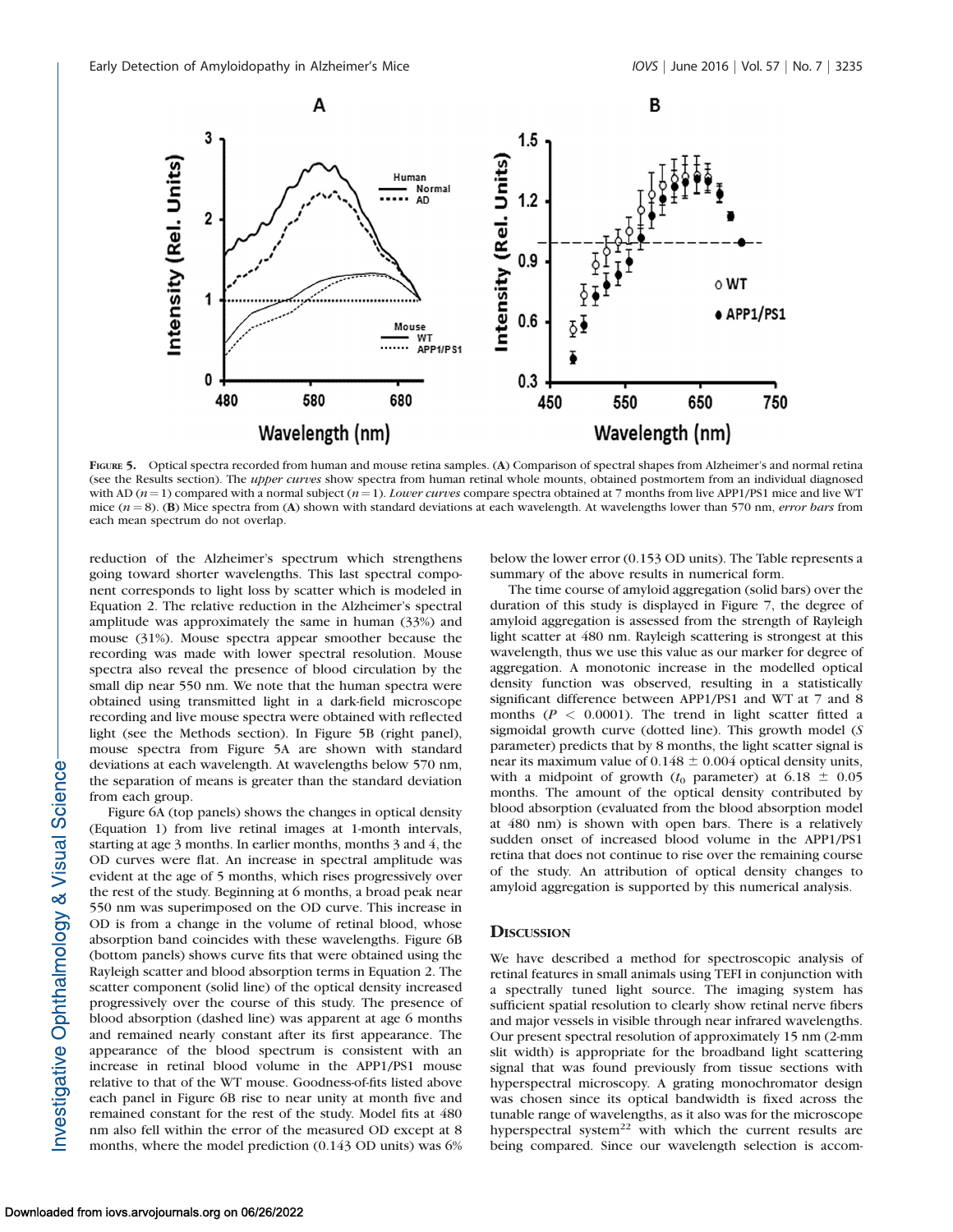FIGURE 5. Optical spectra recorded from human and mouse retina samples. (A) Comparison of spectral shapes from Alzheimer's and normal retina (see the Results section). The *upper curves* show spectra from human retinal whole mounts, obtained postmortem from an individual diagnosed with AD ($n = 1$) compared with a normal subject ($n = 1$). *Lower curves* compare spectra obtained at 7 months from live APP1/PS1 mice and live WT mice ($n = 8$). (B) Mice spectra from (A) shown with standard deviations at each wavelength. At wavelengths lower than 570 nm, *error bars* from each mean spectrum do not overlap.

reduction of the Alzheimer's spectrum which strengthens going toward shorter wavelengths. This last spectral component corresponds to light loss by scatter which is modeled in Equation 2. The relative reduction in the Alzheimer's spectral amplitude was approximately the same in human (33%) and mouse (31%). Mouse spectra appear smoother because the recording was made with lower spectral resolution. Mouse spectra also reveal the presence of blood circulation by the small dip near 550 nm. We note that the human spectra were obtained using transmitted light in a dark-field microscope recording and live mouse spectra were obtained with reflected light (see the Methods section). In Figure 5B (right panel), mouse spectra from Figure 5A are shown with standard deviations at each wavelength. At wavelengths below 570 nm, the separation of means is greater than the standard deviation from each group.

Figure 6A (top panels) shows the changes in optical density (Equation 1) from live retinal images at 1-month intervals, starting at age 3 months. In earlier months, months 3 and 4, the OD curves were flat. An increase in spectral amplitude was evident at the age of 5 months, which rises progressively over the rest of the study. Beginning at 6 months, a broad peak near 550 nm was superimposed on the OD curve. This increase in OD is from a change in the volume of retinal blood, whose absorption band coincides with these wavelengths. Figure 6B (bottom panels) shows curve fits that were obtained using the Rayleigh scatter and blood absorption terms in Equation 2. The scatter component (solid line) of the optical density increased progressively over the course of this study. The presence of blood absorption (dashed line) was apparent at age 6 months and remained nearly constant after its first appearance. The appearance of the blood spectrum is consistent with an increase in retinal blood volume in the APP1/PS1 mouse relative to that of the WT mouse. Goodness-of-fits listed above each panel in Figure 6B rise to near unity at month five and remained constant for the rest of the study. Model fits at 480 nm also fell within the error of the measured OD except at 8 months, where the model prediction (0.143 OD units) was 6% below the lower error (0.153 OD units). The Table represents a summary of the above results in numerical form.

The time course of amyloid aggregation (solid bars) over the duration of this study is displayed in Figure 7, the degree of amyloid aggregation is assessed from the strength of Rayleigh light scatter at 480 nm. Rayleigh scattering is strongest at this wavelength, thus we use this value as our marker for degree of aggregation. A monotonic increase in the modelled optical density function was observed, resulting in a statistically significant difference between APP1/PS1 and WT at 7 and 8 months ($P < 0.0001$). The trend in light scatter fitted a sigmoidal growth curve (dotted line). This growth model ($S$ parameter) predicts that by 8 months, the light scatter signal is near its maximum value of $0.148 \pm 0.004$ optical density units, with a midpoint of growth ($t_0$ parameter) at $6.18 \pm 0.05$ months. The amount of the optical density contributed by blood absorption (evaluated from the blood absorption model at 480 nm) is shown with open bars. There is a relatively sudden onset of increased blood volume in the APP1/PS1 retina that does not continue to rise over the remaining course of the study. An attribution of optical density changes to amyloid aggregation is supported by this numerical analysis.

## DISCUSSION

We have described a method for spectroscopic analysis of retinal features in small animals using TEFI in conjunction with a spectrally tuned light source. The imaging system has sufficient spatial resolution to clearly show retinal nerve fibers and major vessels in visible through near infrared wavelengths. Our present spectral resolution of approximately 15 nm (2-mm slit width) is appropriate for the broadband light scattering signal that was found previously from tissue sections with hyperspectral microscopy. A grating monochromator design was chosen since its optical bandwidth is fixed across the tunable range of wavelengths, as it also was for the microscope hyperspectral system[22] with which the current results are being compared. Since our wavelength selection is accom-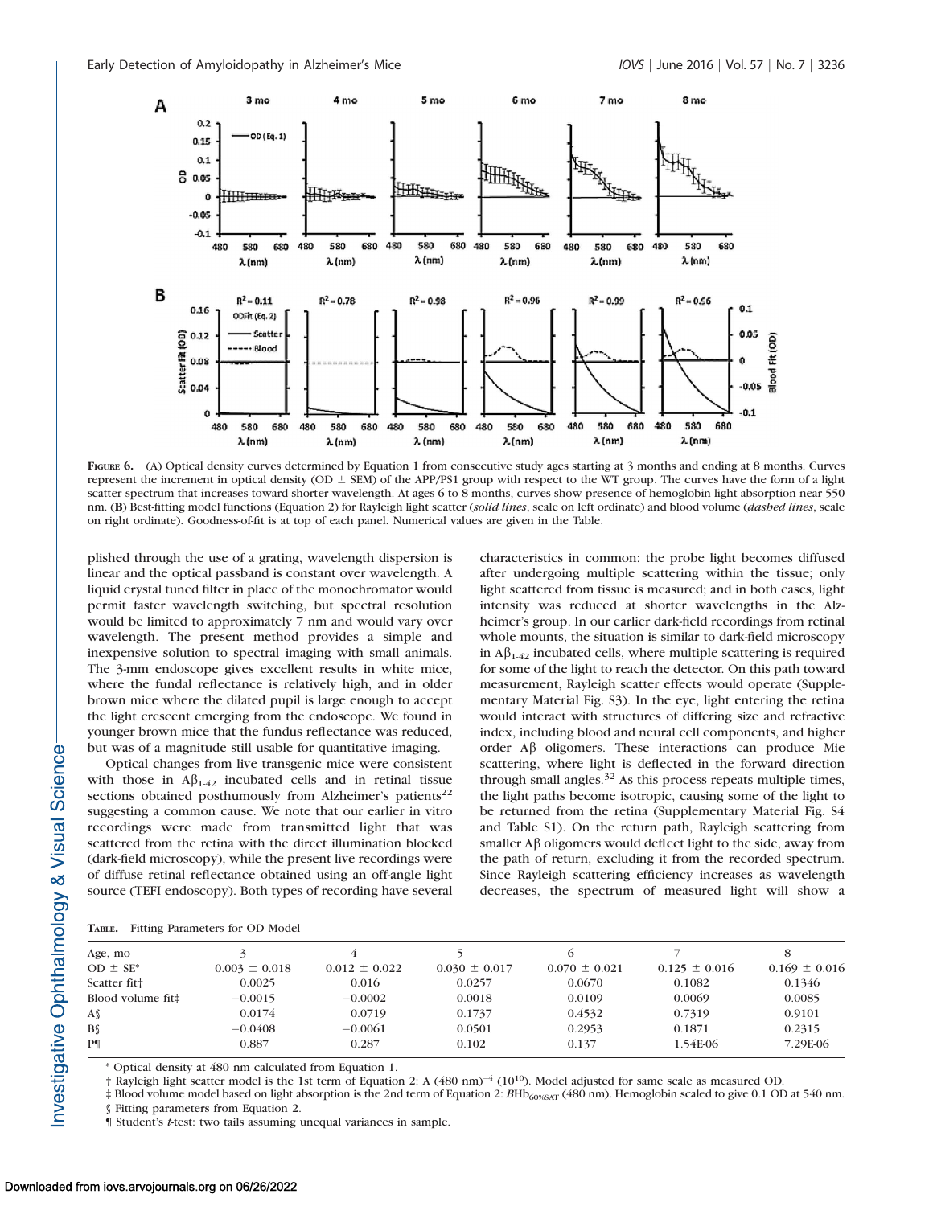FIGURE 6. (A) Optical density curves determined by Equation 1 from consecutive study ages starting at 3 months and ending at 8 months. Curves represent the increment in optical density (OD ± SEM) of the APP/PS1 group with respect to the WT group. The curves have the form of a light scatter spectrum that increases toward shorter wavelength. At ages 6 to 8 months, curves show presence of hemoglobin light absorption near 550 nm. (B) Best-fitting model functions (Equation 2) for Rayleigh light scatter (*solid lines*, scale on left ordinate) and blood volume (*dashed lines*, scale on right ordinate). Goodness-of-fit is at top of each panel. Numerical values are given in the Table.

plished through the use of a grating, wavelength dispersion is linear and the optical passband is constant over wavelength. A liquid crystal tuned filter in place of the monochromator would permit faster wavelength switching, but spectral resolution would be limited to approximately 7 nm and would vary over wavelength. The present method provides a simple and inexpensive solution to spectral imaging with small animals. The 3-mm endoscope gives excellent results in white mice, where the fundal reflectance is relatively high, and in older brown mice where the dilated pupil is large enough to accept the light crescent emerging from the endoscope. We found in younger brown mice that the fundus reflectance was reduced, but was of a magnitude still usable for quantitative imaging.

Optical changes from live transgenic mice were consistent with those in $A\beta_{1\text{-}42}$ incubated cells and in retinal tissue sections obtained posthumously from Alzheimer's patients[22] suggesting a common cause. We note that our earlier in vitro recordings were made from transmitted light that was scattered from the retina with the direct illumination blocked (dark-field microscopy), while the present live recordings were of diffuse retinal reflectance obtained using an off-angle light source (TEFI endoscopy). Both types of recording have several characteristics in common: the probe light becomes diffused after undergoing multiple scattering within the tissue; only light scattered from tissue is measured; and in both cases, light intensity was reduced at shorter wavelengths in the Alzheimer's group. In our earlier dark-field recordings from retinal whole mounts, the situation is similar to dark-field microscopy in $A\beta_{1\text{-}42}$ incubated cells, where multiple scattering is required for some of the light to reach the detector. On this path toward measurement, Rayleigh scatter effects would operate (Supplementary Material Fig. S3). In the eye, light entering the retina would interact with structures of differing size and refractive index, including blood and neural cell components, and higher order Aβ oligomers. These interactions can produce Mie scattering, where light is deflected in the forward direction through small angles.[32] As this process repeats multiple times, the light paths become isotropic, causing some of the light to be returned from the retina (Supplementary Material Fig. S4 and Table S1). On the return path, Rayleigh scattering from smaller Aβ oligomers would deflect light to the side, away from the path of return, excluding it from the recorded spectrum. Since Rayleigh scattering efficiency increases as wavelength decreases, the spectrum of measured light will show a

TABLE. Fitting Parameters for OD Model

| Age, mo | 3 | 4 | 5 | 6 | 7 | 8 |
|---|---|---|---|---|---|---|
| OD ± SE* | 0.003 ± 0.018 | 0.012 ± 0.022 | 0.030 ± 0.017 | 0.070 ± 0.021 | 0.125 ± 0.016 | 0.169 ± 0.016 |
| Scatter fit† | 0.0025 | 0.016 | 0.0257 | 0.0670 | 0.1082 | 0.1346 |
| Blood volume fit‡ | −0.0015 | −0.0002 | 0.0018 | 0.0109 | 0.0069 | 0.0085 |
| A§ | 0.0174 | 0.0719 | 0.1737 | 0.4532 | 0.7319 | 0.9101 |
| B§ | −0.0408 | −0.0061 | 0.0501 | 0.2953 | 0.1871 | 0.2315 |
| P¶ | 0.887 | 0.287 | 0.102 | 0.137 | 1.54E-06 | 7.29E-06 |

\* Optical density at 480 nm calculated from Equation 1.

† Rayleigh light scatter model is the 1st term of Equation 2: A $(480\text{ nm})^{-4}$ $(10^{10})$. Model adjusted for same scale as measured OD.

‡ Blood volume model based on light absorption is the 2nd term of Equation 2: $BHb_{60\%SAT}$ (480 nm). Hemoglobin scaled to give 0.1 OD at 540 nm.

§ Fitting parameters from Equation 2.

¶ Student's *t*-test: two tails assuming unequal variances in sample.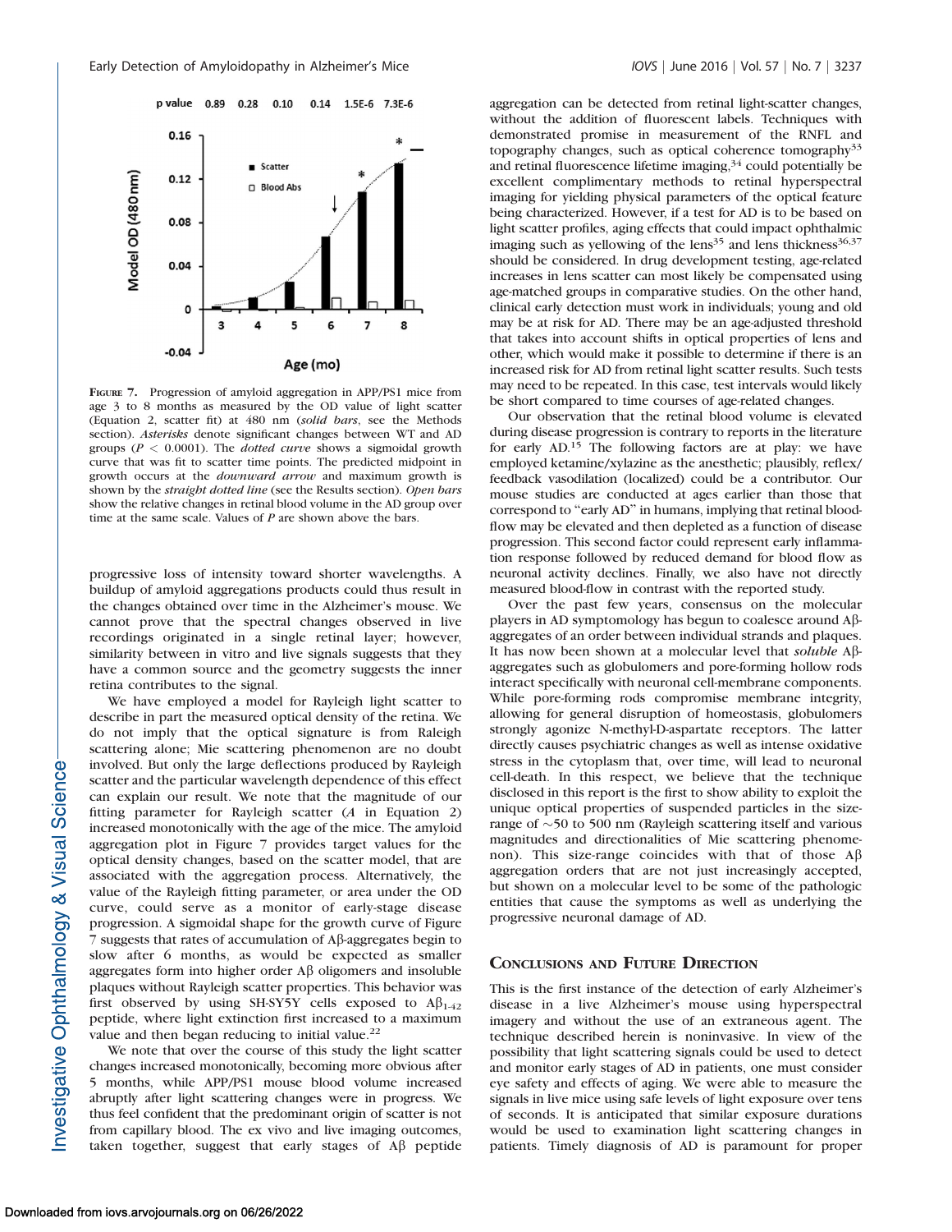p value 0.89 0.28 0.10 0.14 1.5E-6 7.3E-6

0.16
0.12
0.08
0.04
0
-0.04

Model OD (480 nm)

Scatter
Blood Abs

3 4 5 6 7 8

Age (mo)

**Figure 7.** Progression of amyloid aggregation in APP/PS1 mice from age 3 to 8 months as measured by the OD value of light scatter (Equation 2, scatter fit) at 480 nm (*solid bars*, see the Methods section). *Asterisks* denote significant changes between WT and AD groups ($P < 0.0001$). The *dotted curve* shows a sigmoidal growth curve that was fit to scatter time points. The predicted midpoint in growth occurs at the *downward arrow* and maximum growth is shown by the *straight dotted line* (see the Results section). *Open bars* show the relative changes in retinal blood volume in the AD group over time at the same scale. Values of $P$ are shown above the bars.

progressive loss of intensity toward shorter wavelengths. A buildup of amyloid aggregations products could thus result in the changes obtained over time in the Alzheimer's mouse. We cannot prove that the spectral changes observed in live recordings originated in a single retinal layer; however, similarity between in vitro and live signals suggests that they have a common source and the geometry suggests the inner retina contributes to the signal.

We have employed a model for Rayleigh light scatter to describe in part the measured optical density of the retina. We do not imply that the optical signature is from Raleigh scattering alone; Mie scattering phenomenon are no doubt involved. But only the large deflections produced by Rayleigh scatter and the particular wavelength dependence of this effect can explain our result. We note that the magnitude of our fitting parameter for Rayleigh scatter ($A$ in Equation 2) increased monotonically with the age of the mice. The amyloid aggregation plot in Figure 7 provides target values for the optical density changes, based on the scatter model, that are associated with the aggregation process. Alternatively, the value of the Rayleigh fitting parameter, or area under the OD curve, could serve as a monitor of early-stage disease progression. A sigmoidal shape for the growth curve of Figure 7 suggests that rates of accumulation of Aβ-aggregates begin to slow after 6 months, as would be expected as smaller aggregates form into higher order Aβ oligomers and insoluble plaques without Rayleigh scatter properties. This behavior was first observed by using SH-SY5Y cells exposed to $A\beta_{1-42}$ peptide, where light extinction first increased to a maximum value and then began reducing to initial value.[22]

We note that over the course of this study the light scatter changes increased monotonically, becoming more obvious after 5 months, while APP/PS1 mouse blood volume increased abruptly after light scattering changes were in progress. We thus feel confident that the predominant origin of scatter is not from capillary blood. The ex vivo and live imaging outcomes, taken together, suggest that early stages of Aβ peptide aggregation can be detected from retinal light-scatter changes, without the addition of fluorescent labels. Techniques with demonstrated promise in measurement of the RNFL and topography changes, such as optical coherence tomography[33] and retinal fluorescence lifetime imaging,[34] could potentially be excellent complimentary methods to retinal hyperspectral imaging for yielding physical parameters of the optical feature being characterized. However, if a test for AD is to be based on light scatter profiles, aging effects that could impact ophthalmic imaging such as yellowing of the lens[35] and lens thickness[36,37] should be considered. In drug development testing, age-related increases in lens scatter can most likely be compensated using age-matched groups in comparative studies. On the other hand, clinical early detection must work in individuals; young and old may be at risk for AD. There may be an age-adjusted threshold that takes into account shifts in optical properties of lens and other, which would make it possible to determine if there is an increased risk for AD from retinal light scatter results. Such tests may need to be repeated. In this case, test intervals would likely be short compared to time courses of age-related changes.

Our observation that the retinal blood volume is elevated during disease progression is contrary to reports in the literature for early AD.[15] The following factors are at play: we have employed ketamine/xylazine as the anesthetic; plausibly, reflex/feedback vasodilation (localized) could be a contributor. Our mouse studies are conducted at ages earlier than those that correspond to "early AD" in humans, implying that retinal bloodflow may be elevated and then depleted as a function of disease progression. This second factor could represent early inflammation response followed by reduced demand for blood flow as neuronal activity declines. Finally, we also have not directly measured blood-flow in contrast with the reported study.

Over the past few years, consensus on the molecular players in AD symptomology has begun to coalesce around Aβ-aggregates of an order between individual strands and plaques. It has now been shown at a molecular level that *soluble* Aβ-aggregates such as globulomers and pore-forming hollow rods interact specifically with neuronal cell-membrane components. While pore-forming rods compromise membrane integrity, allowing for general disruption of homeostasis, globulomers strongly agonize N-methyl-D-aspartate receptors. The latter directly causes psychiatric changes as well as intense oxidative stress in the cytoplasm that, over time, will lead to neuronal cell-death. In this respect, we believe that the technique disclosed in this report is the first to show ability to exploit the unique optical properties of suspended particles in the size-range of ~50 to 500 nm (Rayleigh scattering itself and various magnitudes and directionalities of Mie scattering phenomenon). This size-range coincides with that of those Aβ aggregation orders that are not just increasingly accepted, but shown on a molecular level to be some of the pathologic entities that cause the symptoms as well as underlying the progressive neuronal damage of AD.

## Conclusions and Future Direction

This is the first instance of the detection of early Alzheimer's disease in a live Alzheimer's mouse using hyperspectral imagery and without the use of an extraneous agent. The technique described herein is noninvasive. In view of the possibility that light scattering signals could be used to detect and monitor early stages of AD in patients, one must consider eye safety and effects of aging. We were able to measure the signals in live mice using safe levels of light exposure over tens of seconds. It is anticipated that similar exposure durations would be used to examination light scattering changes in patients. Timely diagnosis of AD is paramount for proper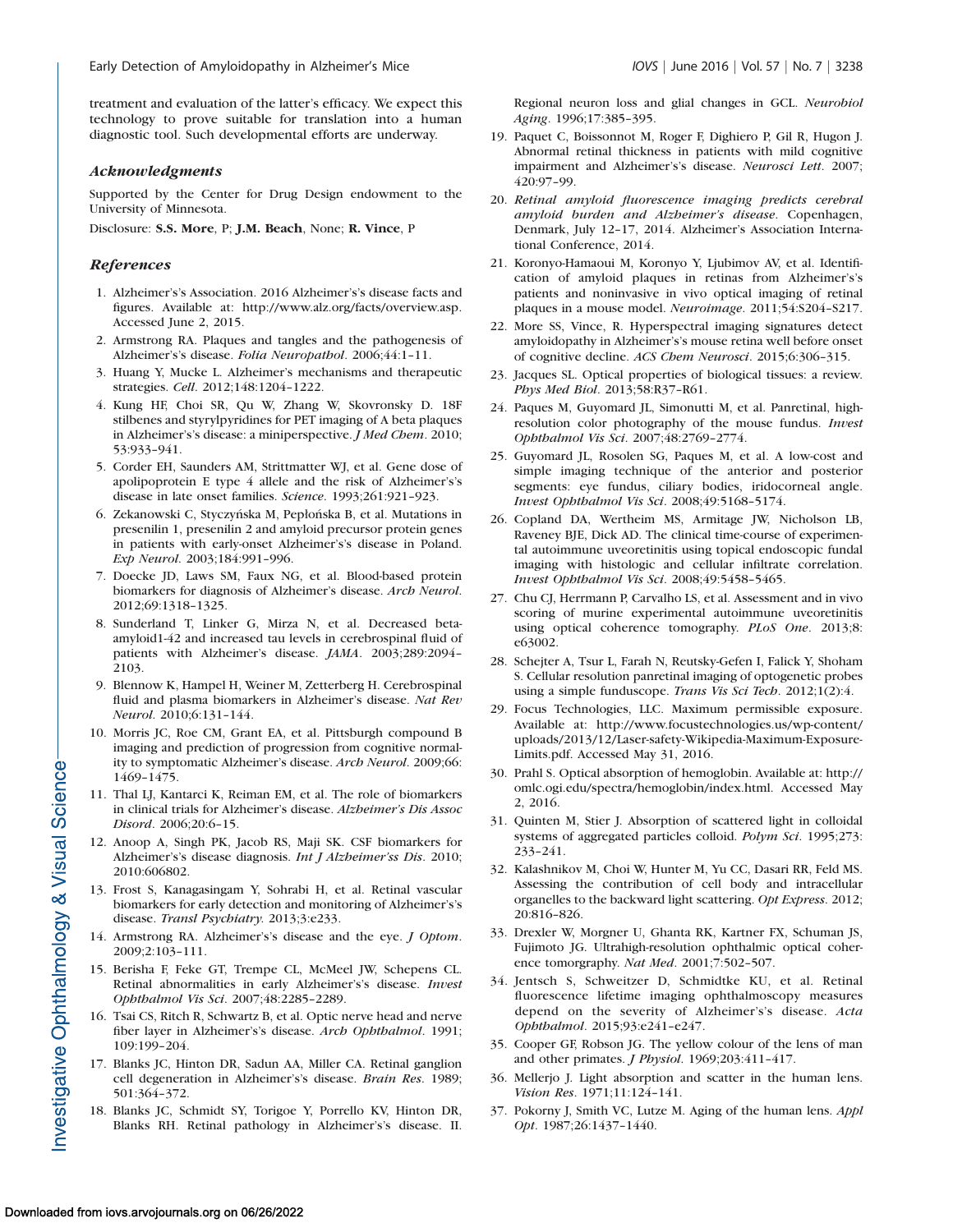treatment and evaluation of the latter's efficacy. We expect this technology to prove suitable for translation into a human diagnostic tool. Such developmental efforts are underway.

### Acknowledgments

Supported by the Center for Drug Design endowment to the University of Minnesota.

Disclosure: **S.S. More**, P; **J.M. Beach**, None; **R. Vince**, P

### References

1. Alzheimer's's Association. 2016 Alzheimer's's disease facts and figures. Available at: http://www.alz.org/facts/overview.asp. Accessed June 2, 2015.
2. Armstrong RA. Plaques and tangles and the pathogenesis of Alzheimer's's disease. *Folia Neuropathol*. 2006;44:1–11.
3. Huang Y, Mucke L. Alzheimer's mechanisms and therapeutic strategies. *Cell*. 2012;148:1204–1222.
4. Kung HF, Choi SR, Qu W, Zhang W, Skovronsky D. 18F stilbenes and styrylpyridines for PET imaging of A beta plaques in Alzheimer's's disease: a miniperspective. *J Med Chem*. 2010;53:933–941.
5. Corder EH, Saunders AM, Strittmatter WJ, et al. Gene dose of apolipoprotein E type 4 allele and the risk of Alzheimer's's disease in late onset families. *Science*. 1993;261:921–923.
6. Zekanowski C, Styczyńska M, Peplońska B, et al. Mutations in presenilin 1, presenilin 2 and amyloid precursor protein genes in patients with early-onset Alzheimer's's disease in Poland. *Exp Neurol*. 2003;184:991–996.
7. Doecke JD, Laws SM, Faux NG, et al. Blood-based protein biomarkers for diagnosis of Alzheimer's disease. *Arch Neurol*. 2012;69:1318–1325.
8. Sunderland T, Linker G, Mirza N, et al. Decreased beta-amyloid1-42 and increased tau levels in cerebrospinal fluid of patients with Alzheimer's disease. *JAMA*. 2003;289:2094–2103.
9. Blennow K, Hampel H, Weiner M, Zetterberg H. Cerebrospinal fluid and plasma biomarkers in Alzheimer's disease. *Nat Rev Neurol*. 2010;6:131–144.
10. Morris JC, Roe CM, Grant EA, et al. Pittsburgh compound B imaging and prediction of progression from cognitive normality to symptomatic Alzheimer's disease. *Arch Neurol*. 2009;66:1469–1475.
11. Thal LJ, Kantarci K, Reiman EM, et al. The role of biomarkers in clinical trials for Alzheimer's disease. *Alzheimer's Dis Assoc Disord*. 2006;20:6–15.
12. Anoop A, Singh PK, Jacob RS, Maji SK. CSF biomarkers for Alzheimer's's disease diagnosis. *Int J Alzheimer'ss Dis*. 2010;2010:606802.
13. Frost S, Kanagasingam Y, Sohrabi H, et al. Retinal vascular biomarkers for early detection and monitoring of Alzheimer's's disease. *Transl Psychiatry*. 2013;3:e233.
14. Armstrong RA. Alzheimer's's disease and the eye. *J Optom*. 2009;2:103–111.
15. Berisha F, Feke GT, Trempe CL, McMeel JW, Schepens CL. Retinal abnormalities in early Alzheimer's's disease. *Invest Ophthalmol Vis Sci*. 2007;48:2285–2289.
16. Tsai CS, Ritch R, Schwartz B, et al. Optic nerve head and nerve fiber layer in Alzheimer's's disease. *Arch Ophthalmol*. 1991;109:199–204.
17. Blanks JC, Hinton DR, Sadun AA, Miller CA. Retinal ganglion cell degeneration in Alzheimer's's disease. *Brain Res*. 1989;501:364–372.
18. Blanks JC, Schmidt SY, Torigoe Y, Porrello KV, Hinton DR, Blanks RH. Retinal pathology in Alzheimer's's disease. II. Regional neuron loss and glial changes in GCL. *Neurobiol Aging*. 1996;17:385–395.
19. Paquet C, Boissonnot M, Roger F, Dighiero P, Gil R, Hugon J. Abnormal retinal thickness in patients with mild cognitive impairment and Alzheimer's's disease. *Neurosci Lett*. 2007;420:97–99.
20. *Retinal amyloid fluorescence imaging predicts cerebral amyloid burden and Alzheimer's disease*. Copenhagen, Denmark, July 12–17, 2014. Alzheimer's Association International Conference, 2014.
21. Koronyo-Hamaoui M, Koronyo Y, Ljubimov AV, et al. Identification of amyloid plaques in retinas from Alzheimer's's patients and noninvasive in vivo optical imaging of retinal plaques in a mouse model. *Neuroimage*. 2011;54:S204–S217.
22. More SS, Vince, R. Hyperspectral imaging signatures detect amyloidopathy in Alzheimer's's mouse retina well before onset of cognitive decline. *ACS Chem Neurosci*. 2015;6:306–315.
23. Jacques SL. Optical properties of biological tissues: a review. *Phys Med Biol*. 2013;58:R37–R61.
24. Paques M, Guyomard JL, Simonutti M, et al. Panretinal, high-resolution color photography of the mouse fundus. *Invest Ophthalmol Vis Sci*. 2007;48:2769–2774.
25. Guyomard JL, Rosolen SG, Paques M, et al. A low-cost and simple imaging technique of the anterior and posterior segments: eye fundus, ciliary bodies, iridocorneal angle. *Invest Ophthalmol Vis Sci*. 2008;49:5168–5174.
26. Copland DA, Wertheim MS, Armitage JW, Nicholson LB, Raveney BJE, Dick AD. The clinical time-course of experimental autoimmune uveoretinitis using topical endoscopic fundal imaging with histologic and cellular infiltrate correlation. *Invest Ophthalmol Vis Sci*. 2008;49:5458–5465.
27. Chu CJ, Herrmann P, Carvalho LS, et al. Assessment and in vivo scoring of murine experimental autoimmune uveoretinitis using optical coherence tomography. *PLoS One*. 2013;8:e63002.
28. Schejter A, Tsur L, Farah N, Reutsky-Gefen I, Falick Y, Shoham S. Cellular resolution panretinal imaging of optogenetic probes using a simple funduscope. *Trans Vis Sci Tech*. 2012;1(2):4.
29. Focus Technologies, LLC. Maximum permissible exposure. Available at: http://www.focustechnologies.us/wp-content/uploads/2013/12/Laser-safety-Wikipedia-Maximum-Exposure-Limits.pdf. Accessed May 31, 2016.
30. Prahl S. Optical absorption of hemoglobin. Available at: http://omlc.ogi.edu/spectra/hemoglobin/index.html. Accessed May 2, 2016.
31. Quinten M, Stier J. Absorption of scattered light in colloidal systems of aggregated particles colloid. *Polym Sci*. 1995;273:233–241.
32. Kalashnikov M, Choi W, Hunter M, Yu CC, Dasari RR, Feld MS. Assessing the contribution of cell body and intracellular organelles to the backward light scattering. *Opt Express*. 2012;20:816–826.
33. Drexler W, Morgner U, Ghanta RK, Kartner FX, Schuman JS, Fujimoto JG. Ultrahigh-resolution ophthalmic optical coherence tomorgraphy. *Nat Med*. 2001;7:502–507.
34. Jentsch S, Schweitzer D, Schmidtke KU, et al. Retinal fluorescence lifetime imaging ophthalmoscopy measures depend on the severity of Alzheimer's's disease. *Acta Ophthalmol*. 2015;93:e241–e247.
35. Cooper GF, Robson JG. The yellow colour of the lens of man and other primates. *J Physiol*. 1969;203:411–417.
36. Mellerjo J. Light absorption and scatter in the human lens. *Vision Res*. 1971;11:124–141.
37. Pokorny J, Smith VC, Lutze M. Aging of the human lens. *Appl Opt*. 1987;26:1437–1440.